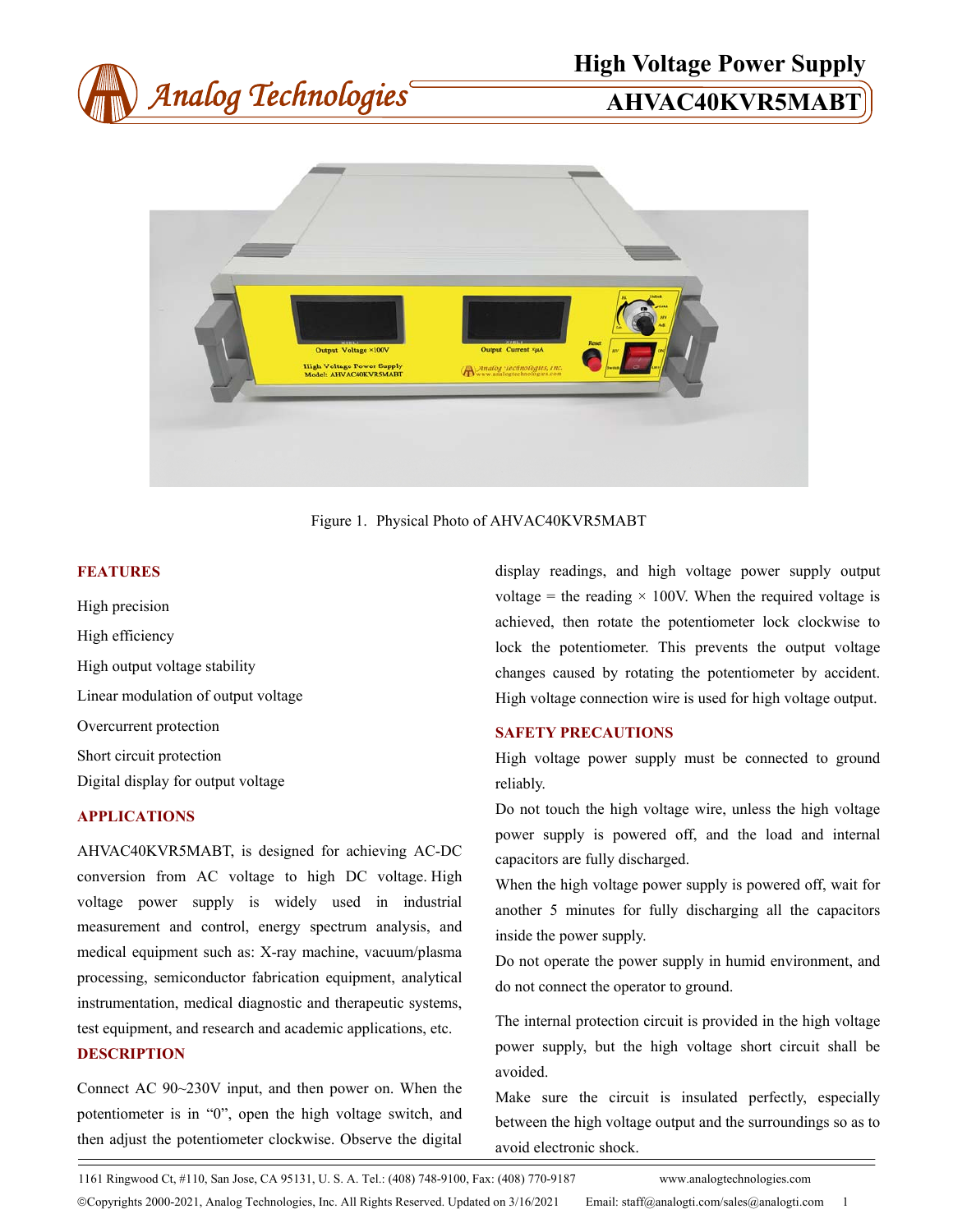# High Voltage Power Supply

# AHVAC40KVR5MABT

Figure 1. Physical Photo of AHVAC40KVR5MABT

## FEATURES

High precision

High efficiency

High output voltage stability

Linear modulation of output voltage

Overcurrent protection

Short circuit protection

Digital display for output voltage

## APPLICATIONS

AHVAC40KVR5MABT, is designed for achieving AC-DC conversion from AC voltage to high DC voltage. High voltage power supply is widely used in industrial measurement and control, energy spectrum analysis, and medical equipment such as: X-ray machine, vacuum/plasma processing, semiconductor fabrication equipment, analytical instrumentation, medical diagnostic and therapeutic systems, test equipment, and research and academic applications, etc.

## DESCRIPTION

Connect AC 90~230V input, and then power on. When the potentiometer is in "0", open the high voltage switch, and then adjust the potentiometer clockwise. Observe the digital display readings, and high voltage power supply output voltage = the reading × 100V. When the required voltage is achieved, then rotate the potentiometer lock clockwise to lock the potentiometer. This prevents the output voltage changes caused by rotating the potentiometer by accident. High voltage connection wire is used for high voltage output.

## SAFETY PRECAUTIONS

High voltage power supply must be connected to ground reliably.

Do not touch the high voltage wire, unless the high voltage power supply is powered off, and the load and internal capacitors are fully discharged.

When the high voltage power supply is powered off, wait for another 5 minutes for fully discharging all the capacitors inside the power supply.

Do not operate the power supply in humid environment, and do not connect the operator to ground.

The internal protection circuit is provided in the high voltage power supply, but the high voltage short circuit shall be avoided.

Make sure the circuit is insulated perfectly, especially between the high voltage output and the surroundings so as to avoid electronic shock.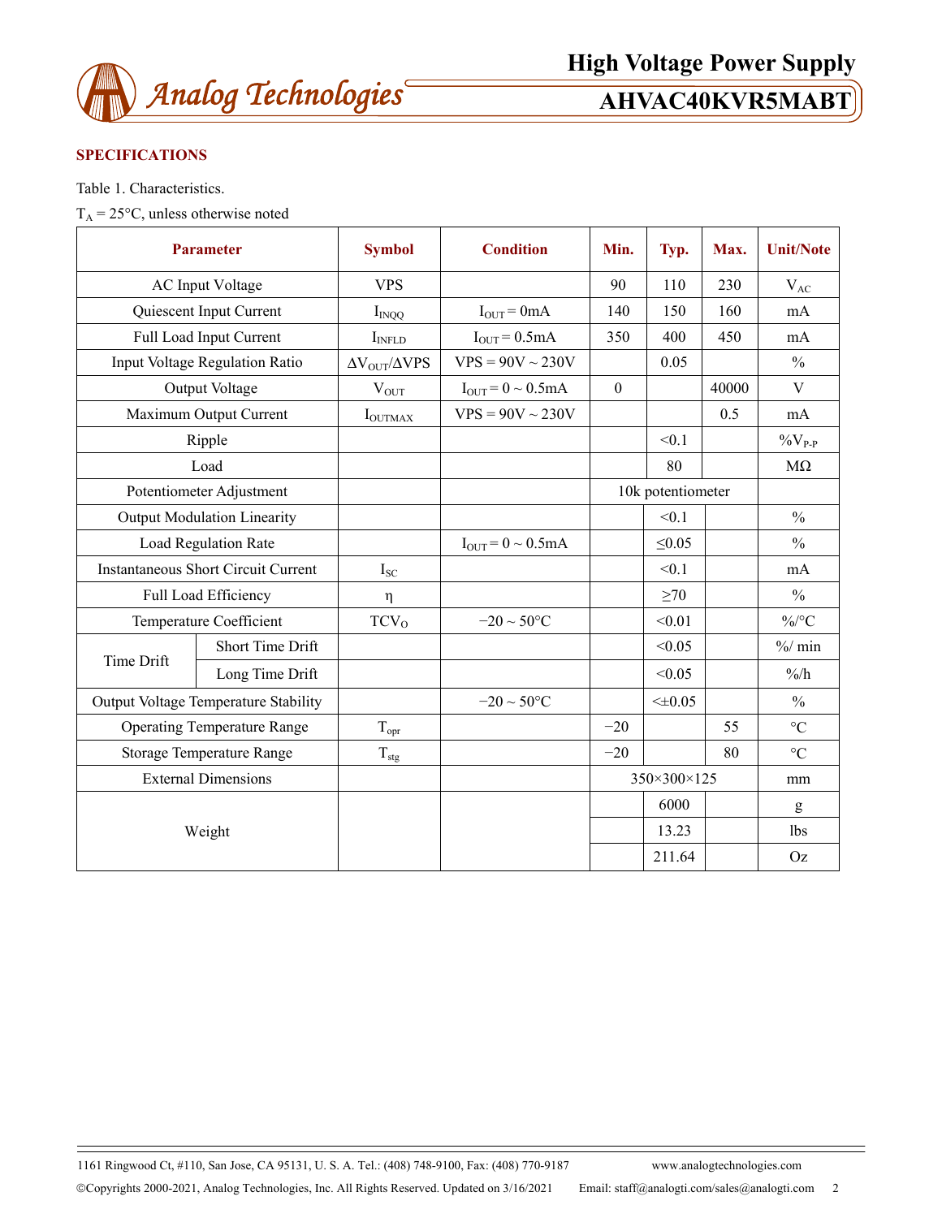## SPECIFICATIONS

Table 1. Characteristics.

$T_A = 25°C$, unless otherwise noted

| Parameter | | Symbol | Condition | Min. | Typ. | Max. | Unit/Note |
|---|---|---|---|---|---|---|---|
| AC Input Voltage | | VPS | | 90 | 110 | 230 | $V_{AC}$ |
| Quiescent Input Current | | $I_{INQQ}$ | $I_{OUT} = 0mA$ | 140 | 150 | 160 | mA |
| Full Load Input Current | | $I_{INFLD}$ | $I_{OUT} = 0.5mA$ | 350 | 400 | 450 | mA |
| Input Voltage Regulation Ratio | | $\Delta V_{OUT}/\Delta VPS$ | VPS = 90V ~ 230V | | 0.05 | | % |
| Output Voltage | | $V_{OUT}$ | $I_{OUT} = 0 \sim 0.5mA$ | 0 | | 40000 | V |
| Maximum Output Current | | $I_{OUTMAX}$ | VPS = 90V ~ 230V | | | 0.5 | mA |
| Ripple | | | | | <0.1 | | $\%V_{P-P}$ |
| Load | | | | | 80 | | MΩ |
| Potentiometer Adjustment | | | | 10k potentiometer | | | |
| Output Modulation Linearity | | | | | <0.1 | | % |
| Load Regulation Rate | | | $I_{OUT} = 0 \sim 0.5mA$ | | ≤0.05 | | % |
| Instantaneous Short Circuit Current | | $I_{SC}$ | | | <0.1 | | mA |
| Full Load Efficiency | | η | | | ≥70 | | % |
| Temperature Coefficient | | $TCV_O$ | −20 ~ 50°C | | <0.01 | | %/°C |
| Time Drift | Short Time Drift | | | | <0.05 | | %/ min |
| | Long Time Drift | | | | <0.05 | | %/h |
| Output Voltage Temperature Stability | | | −20 ~ 50°C | | <±0.05 | | % |
| Operating Temperature Range | | $T_{opr}$ | | −20 | | 55 | °C |
| Storage Temperature Range | | $T_{stg}$ | | −20 | | 80 | °C |
| External Dimensions | | | | 350×300×125 | | | mm |
| Weight | | | | | 6000 | | g |
| | | | | | 13.23 | | lbs |
| | | | | | 211.64 | | Oz |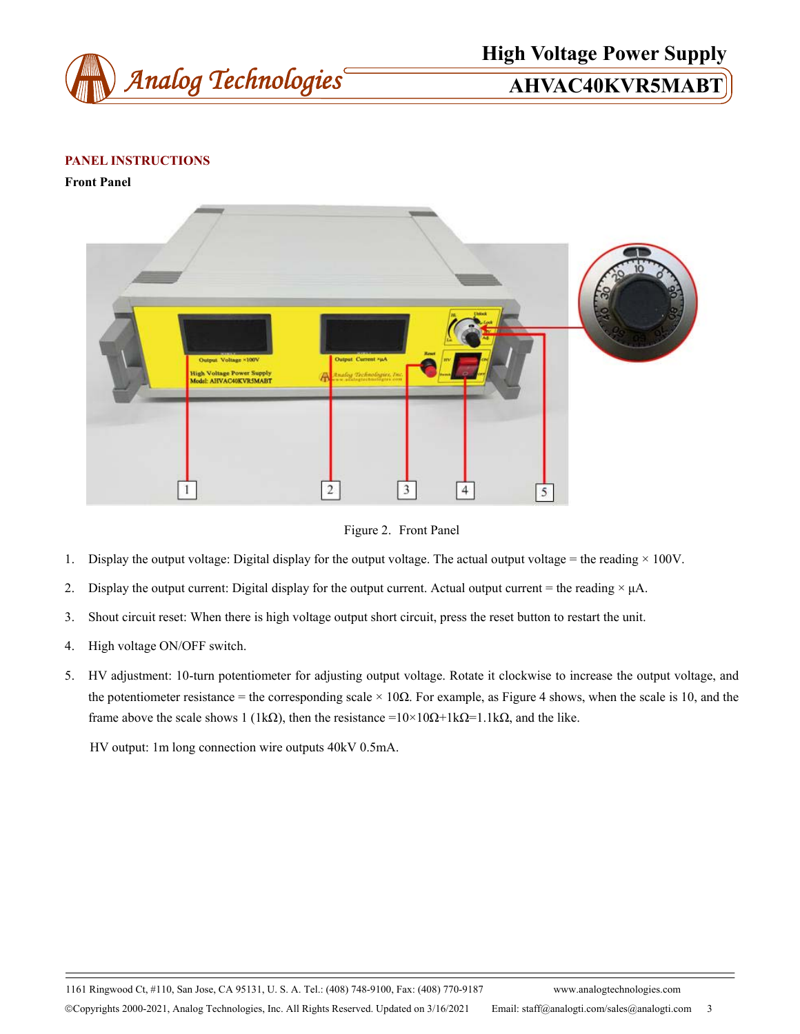## PANEL INSTRUCTIONS

### Front Panel

Figure 2. Front Panel

1. Display the output voltage: Digital display for the output voltage. The actual output voltage = the reading × 100V.
2. Display the output current: Digital display for the output current. Actual output current = the reading × μA.
3. Shout circuit reset: When there is high voltage output short circuit, press the reset button to restart the unit.
4. High voltage ON/OFF switch.
5. HV adjustment: 10-turn potentiometer for adjusting output voltage. Rotate it clockwise to increase the output voltage, and the potentiometer resistance = the corresponding scale × 10Ω. For example, as Figure 4 shows, when the scale is 10, and the frame above the scale shows 1 (1kΩ), then the resistance =10×10Ω+1kΩ=1.1kΩ, and the like.

HV output: 1m long connection wire outputs 40kV 0.5mA.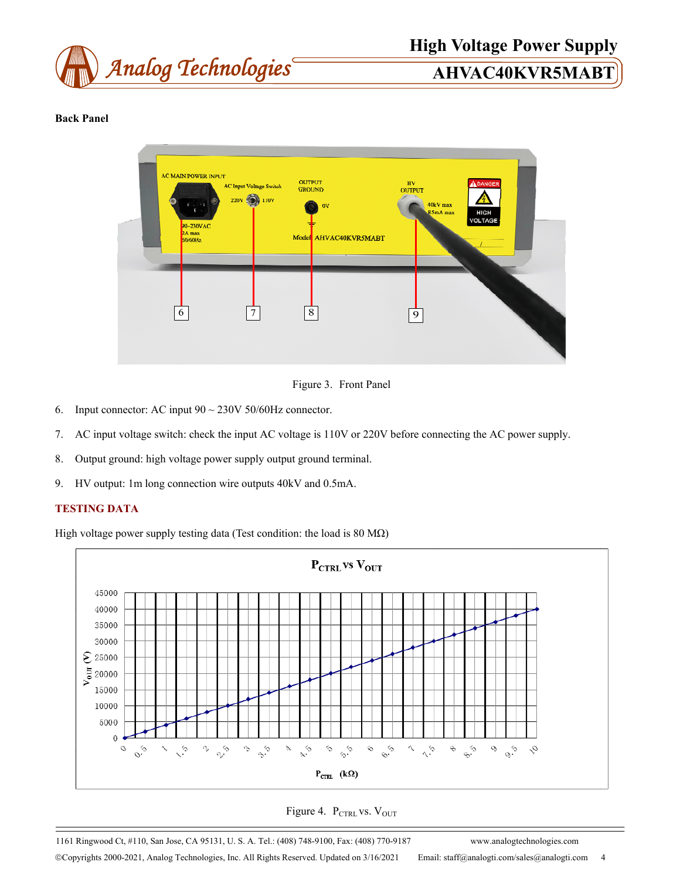**Back Panel**

Figure 3. Front Panel

6. Input connector: AC input 90 ~ 230V 50/60Hz connector.
7. AC input voltage switch: check the input AC voltage is 110V or 220V before connecting the AC power supply.
8. Output ground: high voltage power supply output ground terminal.
9. HV output: 1m long connection wire outputs 40kV and 0.5mA.

## TESTING DATA

High voltage power supply testing data (Test condition: the load is 80 MΩ)

Figure 4. $P_{CTRL}$ vs. $V_{OUT}$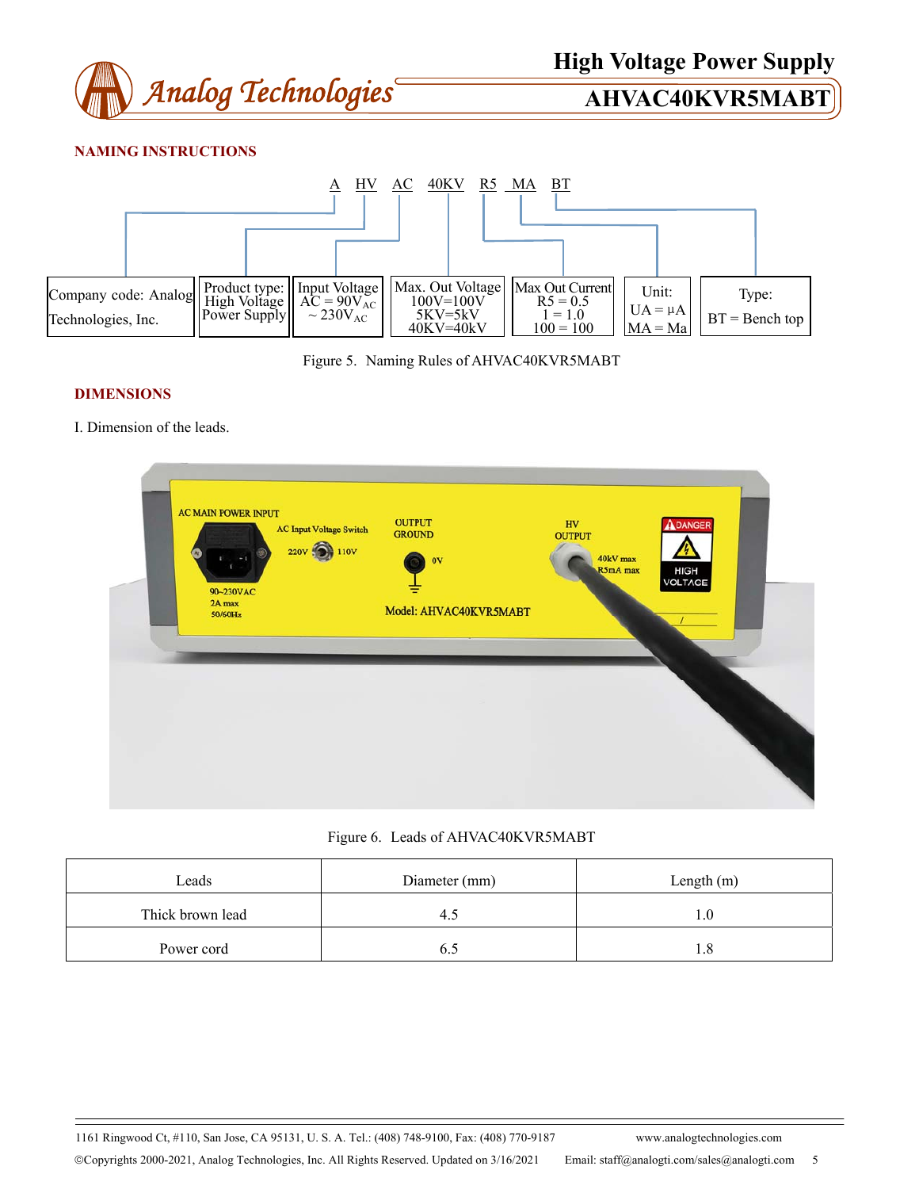## NAMING INSTRUCTIONS

A HV AC 40KV R5 MA BT

| Company code: Analog Technologies, Inc. | Product type: High Voltage Power Supply | Input Voltage AC = $90V_{AC}$ ~ $230V_{AC}$ | Max. Out Voltage 100V=100V 5KV=5kV 40KV=40kV | Max Out Current R5 = 0.5 1 = 1.0 100 = 100 | Unit: UA = µA MA = Ma | Type: BT = Bench top |
|---|---|---|---|---|---|---|

Figure 5. Naming Rules of AHVAC40KVR5MABT

## DIMENSIONS

I. Dimension of the leads.

Figure 6. Leads of AHVAC40KVR5MABT

| Leads | Diameter (mm) | Length (m) |
|---|---|---|
| Thick brown lead | 4.5 | 1.0 |
| Power cord | 6.5 | 1.8 |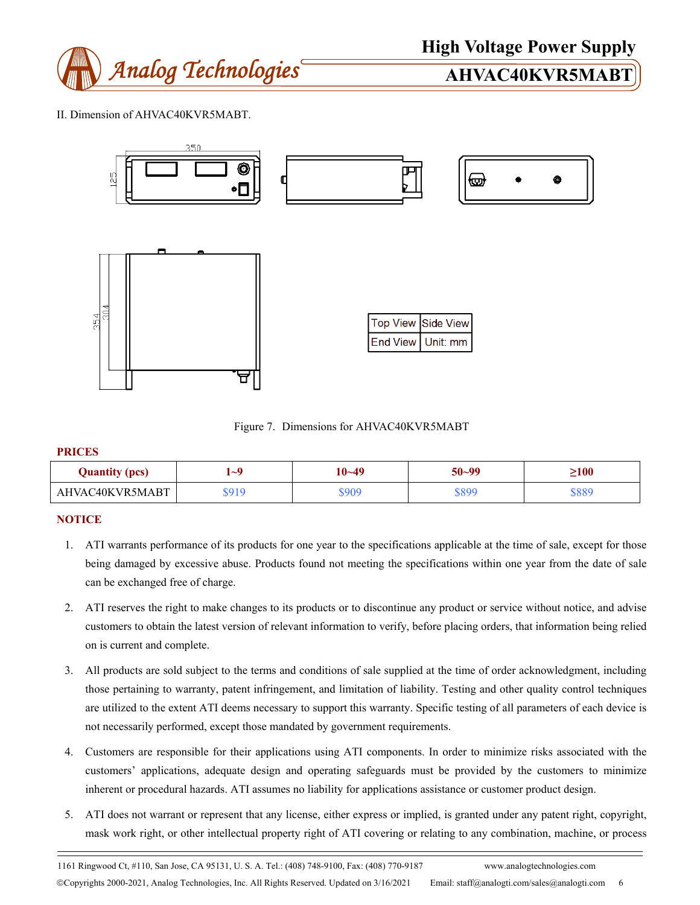II. Dimension of AHVAC40KVR5MABT.

| Top View | Side View |
|---|---|
| End View | Unit: mm |

Figure 7. Dimensions for AHVAC40KVR5MABT

**PRICES**

| Quantity (pcs) | 1~9 | 10~49 | 50~99 | ≥100 |
|---|---|---|---|---|
| AHVAC40KVR5MABT | $919 | $909 | $899 | $889 |

**NOTICE**

1. ATI warrants performance of its products for one year to the specifications applicable at the time of sale, except for those being damaged by excessive abuse. Products found not meeting the specifications within one year from the date of sale can be exchanged free of charge.
2. ATI reserves the right to make changes to its products or to discontinue any product or service without notice, and advise customers to obtain the latest version of relevant information to verify, before placing orders, that information being relied on is current and complete.
3. All products are sold subject to the terms and conditions of sale supplied at the time of order acknowledgment, including those pertaining to warranty, patent infringement, and limitation of liability. Testing and other quality control techniques are utilized to the extent ATI deems necessary to support this warranty. Specific testing of all parameters of each device is not necessarily performed, except those mandated by government requirements.
4. Customers are responsible for their applications using ATI components. In order to minimize risks associated with the customers' applications, adequate design and operating safeguards must be provided by the customers to minimize inherent or procedural hazards. ATI assumes no liability for applications assistance or customer product design.
5. ATI does not warrant or represent that any license, either express or implied, is granted under any patent right, copyright, mask work right, or other intellectual property right of ATI covering or relating to any combination, machine, or process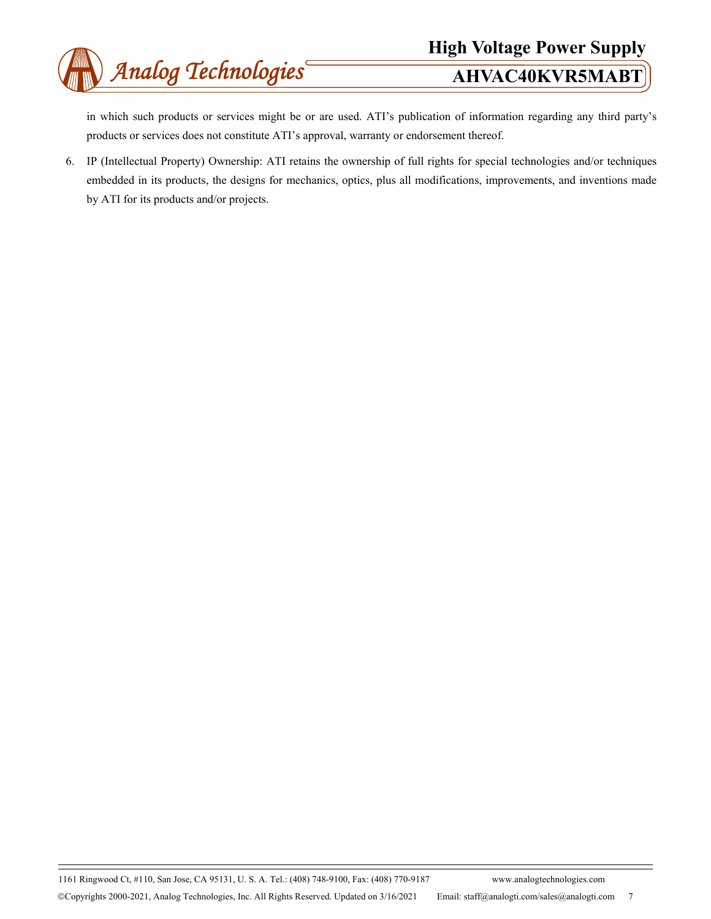in which such products or services might be or are used. ATI's publication of information regarding any third party's products or services does not constitute ATI's approval, warranty or endorsement thereof.

6. IP (Intellectual Property) Ownership: ATI retains the ownership of full rights for special technologies and/or techniques embedded in its products, the designs for mechanics, optics, plus all modifications, improvements, and inventions made by ATI for its products and/or projects.